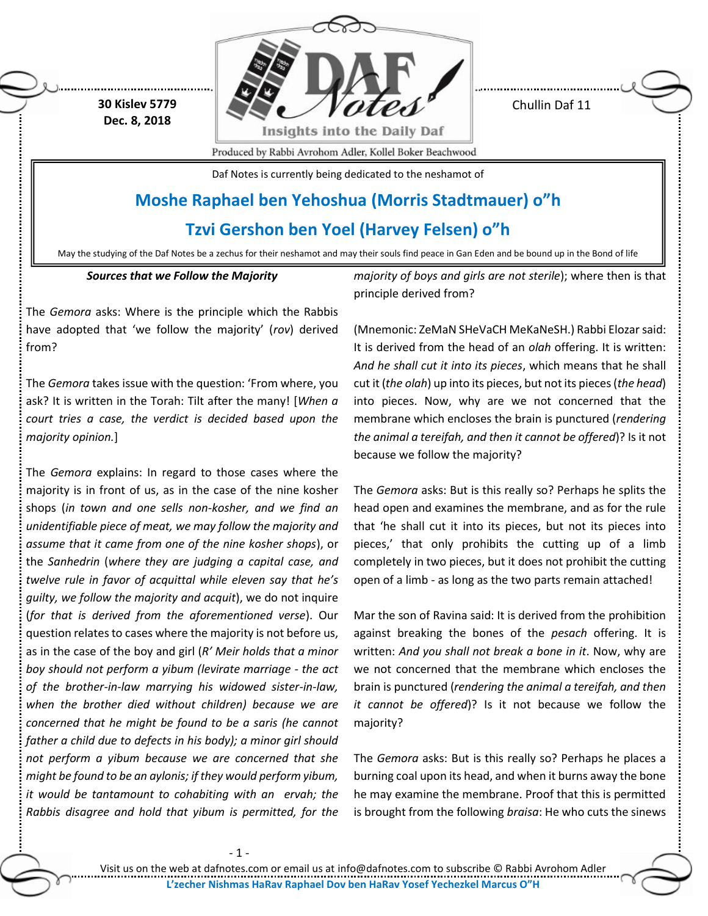30 Kislev 5779
Dec. 8, 2018

Chullin Daf 11

Daf Notes is currently being dedicated to the neshamot of

## Moshe Raphael ben Yehoshua (Morris Stadtmauer) o"h

## Tzvi Gershon ben Yoel (Harvey Felsen) o"h

May the studying of the Daf Notes be a zechus for their neshamot and may their souls find peace in Gan Eden and be bound up in the Bond of life

***Sources that we Follow the Majority***

The *Gemora* asks: Where is the principle which the Rabbis have adopted that 'we follow the majority' (*rov*) derived from?

The *Gemora* takes issue with the question: 'From where, you ask? It is written in the Torah: Tilt after the many! [*When a court tries a case, the verdict is decided based upon the majority opinion.*]

The *Gemora* explains: In regard to those cases where the majority is in front of us, as in the case of the nine kosher shops (*in town and one sells non-kosher, and we find an unidentifiable piece of meat, we may follow the majority and assume that it came from one of the nine kosher shops*), or the *Sanhedrin* (*where they are judging a capital case, and twelve rule in favor of acquittal while eleven say that he's guilty, we follow the majority and acquit*), we do not inquire (*for that is derived from the aforementioned verse*). Our question relates to cases where the majority is not before us, as in the case of the boy and girl (*R' Meir holds that a minor boy should not perform a yibum (levirate marriage - the act of the brother-in-law marrying his widowed sister-in-law, when the brother died without children) because we are concerned that he might be found to be a saris (he cannot father a child due to defects in his body); a minor girl should not perform a yibum because we are concerned that she might be found to be an aylonis; if they would perform yibum, it would be tantamount to cohabiting with an ervah; the Rabbis disagree and hold that yibum is permitted, for the majority of boys and girls are not sterile*); where then is that principle derived from?

(Mnemonic: ZeMaN SHeVaCH MeKaNeSH.) Rabbi Elozar said: It is derived from the head of an *olah* offering. It is written: *And he shall cut it into its pieces*, which means that he shall cut it (*the olah*) up into its pieces, but not its pieces (*the head*) into pieces. Now, why are we not concerned that the membrane which encloses the brain is punctured (*rendering the animal a tereifah, and then it cannot be offered*)? Is it not because we follow the majority?

The *Gemora* asks: But is this really so? Perhaps he splits the head open and examines the membrane, and as for the rule that 'he shall cut it into its pieces, but not its pieces into pieces,' that only prohibits the cutting up of a limb completely in two pieces, but it does not prohibit the cutting open of a limb - as long as the two parts remain attached!

Mar the son of Ravina said: It is derived from the prohibition against breaking the bones of the *pesach* offering. It is written: *And you shall not break a bone in it*. Now, why are we not concerned that the membrane which encloses the brain is punctured (*rendering the animal a tereifah, and then it cannot be offered*)? Is it not because we follow the majority?

The *Gemora* asks: But is this really so? Perhaps he places a burning coal upon its head, and when it burns away the bone he may examine the membrane. Proof that this is permitted is brought from the following *braisa*: He who cuts the sinews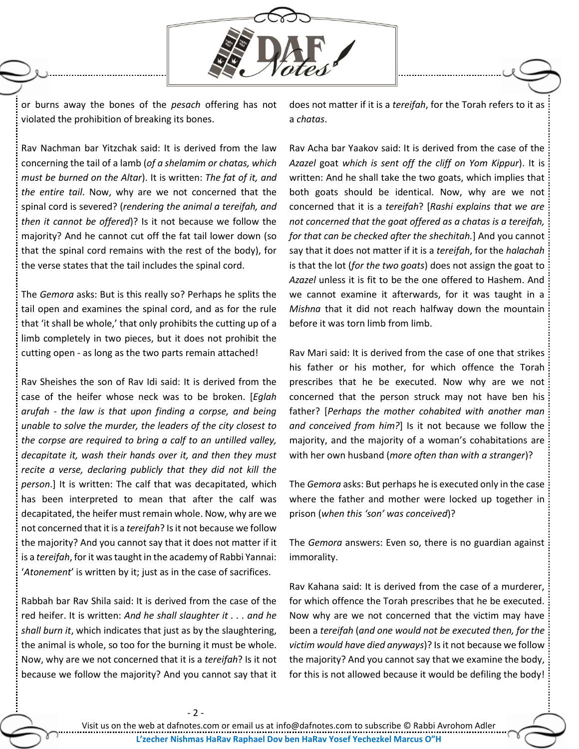or burns away the bones of the *pesach* offering has not violated the prohibition of breaking its bones.

Rav Nachman bar Yitzchak said: It is derived from the law concerning the tail of a lamb (*of a shelamim or chatas, which must be burned on the Altar*). It is written: *The fat of it, and the entire tail*. Now, why are we not concerned that the spinal cord is severed? (*rendering the animal a tereifah, and then it cannot be offered*)? Is it not because we follow the majority? And he cannot cut off the fat tail lower down (so that the spinal cord remains with the rest of the body), for the verse states that the tail includes the spinal cord.

The *Gemora* asks: But is this really so? Perhaps he splits the tail open and examines the spinal cord, and as for the rule that 'it shall be whole,' that only prohibits the cutting up of a limb completely in two pieces, but it does not prohibit the cutting open - as long as the two parts remain attached!

Rav Sheishes the son of Rav Idi said: It is derived from the case of the heifer whose neck was to be broken. [*Eglah arufah - the law is that upon finding a corpse, and being unable to solve the murder, the leaders of the city closest to the corpse are required to bring a calf to an untilled valley, decapitate it, wash their hands over it, and then they must recite a verse, declaring publicly that they did not kill the person*.] It is written: The calf that was decapitated, which has been interpreted to mean that after the calf was decapitated, the heifer must remain whole. Now, why are we not concerned that it is a *tereifah*? Is it not because we follow the majority? And you cannot say that it does not matter if it is a *tereifah*, for it was taught in the academy of Rabbi Yannai: '*Atonement*' is written by it; just as in the case of sacrifices.

Rabbah bar Rav Shila said: It is derived from the case of the red heifer. It is written: *And he shall slaughter it . . . and he shall burn it*, which indicates that just as by the slaughtering, the animal is whole, so too for the burning it must be whole. Now, why are we not concerned that it is a *tereifah*? Is it not because we follow the majority? And you cannot say that it does not matter if it is a *tereifah*, for the Torah refers to it as a *chatas*.

Rav Acha bar Yaakov said: It is derived from the case of the *Azazel* goat *which is sent off the cliff on Yom Kippur*). It is written: And he shall take the two goats, which implies that both goats should be identical. Now, why are we not concerned that it is a *tereifah*? [*Rashi explains that we are not concerned that the goat offered as a chatas is a tereifah, for that can be checked after the shechitah.*] And you cannot say that it does not matter if it is a *tereifah*, for the *halachah* is that the lot (*for the two goats*) does not assign the goat to *Azazel* unless it is fit to be the one offered to Hashem. And we cannot examine it afterwards, for it was taught in a *Mishna* that it did not reach halfway down the mountain before it was torn limb from limb.

Rav Mari said: It is derived from the case of one that strikes his father or his mother, for which offence the Torah prescribes that he be executed. Now why are we not concerned that the person struck may not have ben his father? [*Perhaps the mother cohabited with another man and conceived from him?*] Is it not because we follow the majority, and the majority of a woman's cohabitations are with her own husband (*more often than with a stranger*)?

The *Gemora* asks: But perhaps he is executed only in the case where the father and mother were locked up together in prison (*when this 'son' was conceived*)?

The *Gemora* answers: Even so, there is no guardian against immorality.

Rav Kahana said: It is derived from the case of a murderer, for which offence the Torah prescribes that he be executed. Now why are we not concerned that the victim may have been a *tereifah* (*and one would not be executed then, for the victim would have died anyways*)? Is it not because we follow the majority? And you cannot say that we examine the body, for this is not allowed because it would be defiling the body!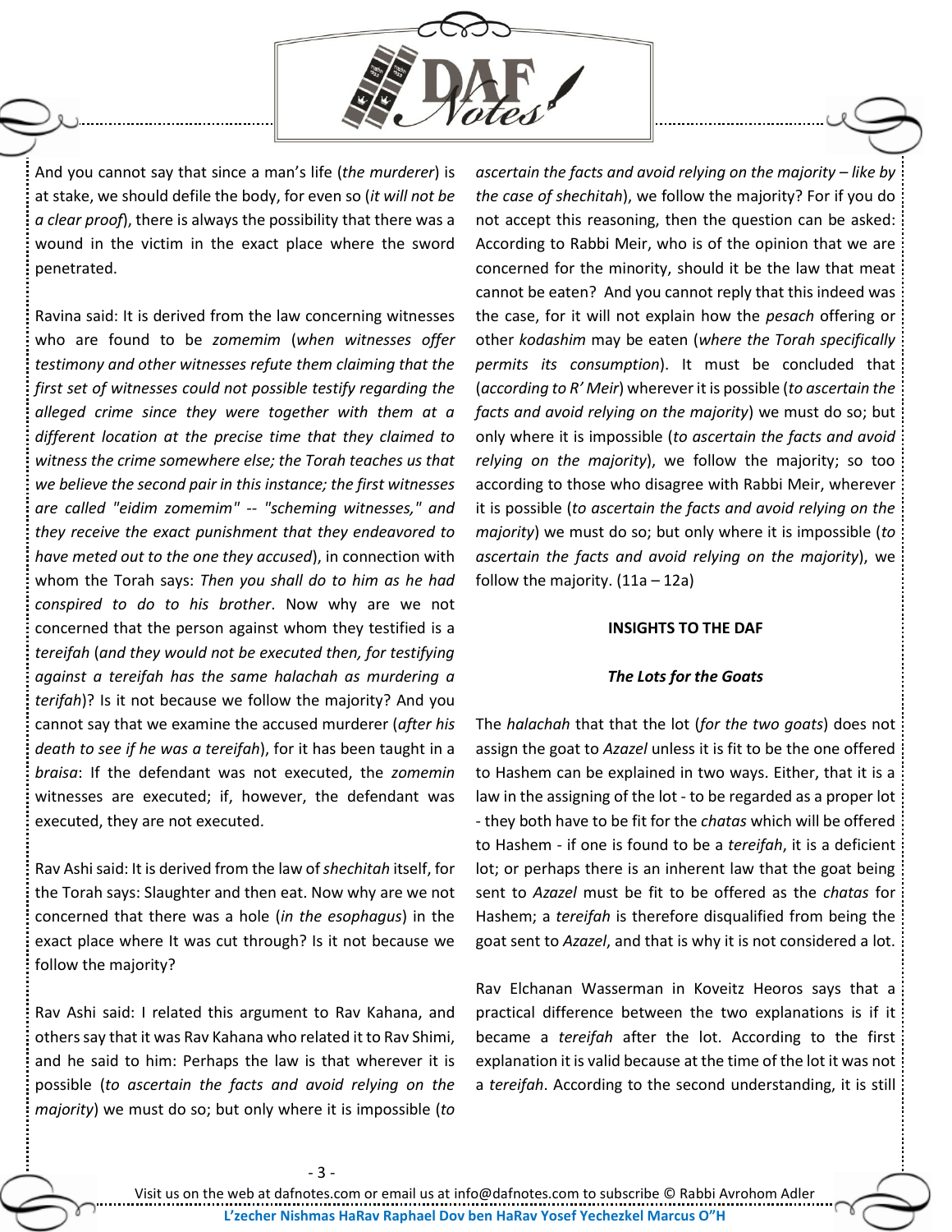And you cannot say that since a man's life (*the murderer*) is at stake, we should defile the body, for even so (*it will not be a clear proof*), there is always the possibility that there was a wound in the victim in the exact place where the sword penetrated.

Ravina said: It is derived from the law concerning witnesses who are found to be *zomemim* (*when witnesses offer testimony and other witnesses refute them claiming that the first set of witnesses could not possible testify regarding the alleged crime since they were together with them at a different location at the precise time that they claimed to witness the crime somewhere else; the Torah teaches us that we believe the second pair in this instance; the first witnesses are called "eidim zomemim" -- "scheming witnesses," and they receive the exact punishment that they endeavored to have meted out to the one they accused*), in connection with whom the Torah says: *Then you shall do to him as he had conspired to do to his brother*. Now why are we not concerned that the person against whom they testified is a *tereifah* (*and they would not be executed then, for testifying against a tereifah has the same halachah as murdering a terifah*)? Is it not because we follow the majority? And you cannot say that we examine the accused murderer (*after his death to see if he was a tereifah*), for it has been taught in a *braisa*: If the defendant was not executed, the *zomemin* witnesses are executed; if, however, the defendant was executed, they are not executed.

Rav Ashi said: It is derived from the law of *shechitah* itself, for the Torah says: Slaughter and then eat. Now why are we not concerned that there was a hole (*in the esophagus*) in the exact place where It was cut through? Is it not because we follow the majority?

Rav Ashi said: I related this argument to Rav Kahana, and others say that it was Rav Kahana who related it to Rav Shimi, and he said to him: Perhaps the law is that wherever it is possible (*to ascertain the facts and avoid relying on the majority*) we must do so; but only where it is impossible (*to ascertain the facts and avoid relying on the majority – like by the case of shechitah*), we follow the majority? For if you do not accept this reasoning, then the question can be asked: According to Rabbi Meir, who is of the opinion that we are concerned for the minority, should it be the law that meat cannot be eaten? And you cannot reply that this indeed was the case, for it will not explain how the *pesach* offering or other *kodashim* may be eaten (*where the Torah specifically permits its consumption*). It must be concluded that (*according to R' Meir*) wherever it is possible (*to ascertain the facts and avoid relying on the majority*) we must do so; but only where it is impossible (*to ascertain the facts and avoid relying on the majority*), we follow the majority; so too according to those who disagree with Rabbi Meir, wherever it is possible (*to ascertain the facts and avoid relying on the majority*) we must do so; but only where it is impossible (*to ascertain the facts and avoid relying on the majority*), we follow the majority. (11a – 12a)

## INSIGHTS TO THE DAF

### *The Lots for the Goats*

The *halachah* that that the lot (*for the two goats*) does not assign the goat to *Azazel* unless it is fit to be the one offered to Hashem can be explained in two ways. Either, that it is a law in the assigning of the lot - to be regarded as a proper lot - they both have to be fit for the *chatas* which will be offered to Hashem - if one is found to be a *tereifah*, it is a deficient lot; or perhaps there is an inherent law that the goat being sent to *Azazel* must be fit to be offered as the *chatas* for Hashem; a *tereifah* is therefore disqualified from being the goat sent to *Azazel*, and that is why it is not considered a lot.

Rav Elchanan Wasserman in Koveitz Heoros says that a practical difference between the two explanations is if it became a *tereifah* after the lot. According to the first explanation it is valid because at the time of the lot it was not a *tereifah*. According to the second understanding, it is still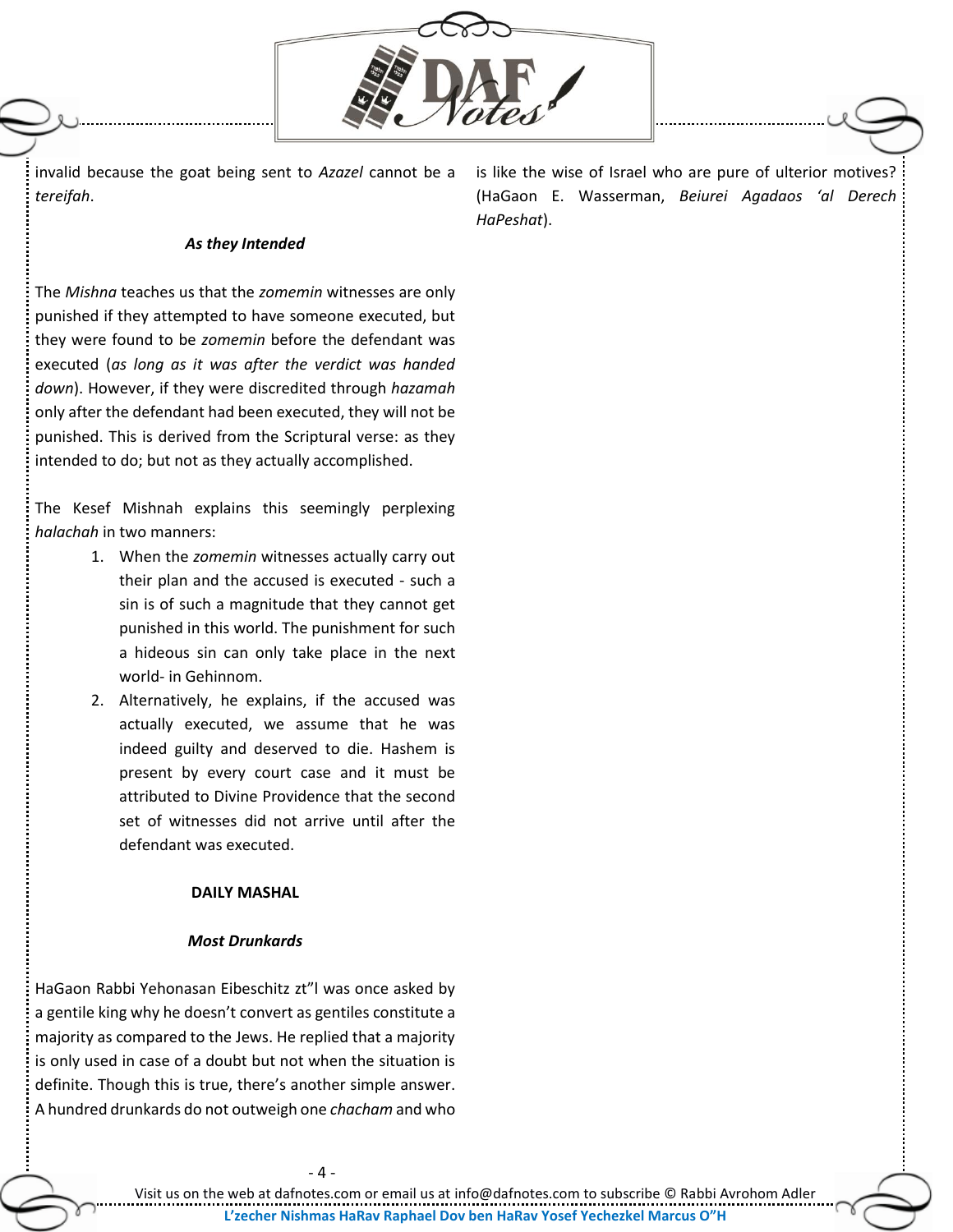invalid because the goat being sent to *Azazel* cannot be a *tereifah*.

### *As they Intended*

The *Mishna* teaches us that the *zomemin* witnesses are only punished if they attempted to have someone executed, but they were found to be *zomemin* before the defendant was executed (*as long as it was after the verdict was handed down*). However, if they were discredited through *hazamah* only after the defendant had been executed, they will not be punished. This is derived from the Scriptural verse: as they intended to do; but not as they actually accomplished.

The Kesef Mishnah explains this seemingly perplexing *halachah* in two manners:

1. When the *zomemin* witnesses actually carry out their plan and the accused is executed - such a sin is of such a magnitude that they cannot get punished in this world. The punishment for such a hideous sin can only take place in the next world- in Gehinnom.
2. Alternatively, he explains, if the accused was actually executed, we assume that he was indeed guilty and deserved to die. Hashem is present by every court case and it must be attributed to Divine Providence that the second set of witnesses did not arrive until after the defendant was executed.

## DAILY MASHAL

### *Most Drunkards*

HaGaon Rabbi Yehonasan Eibeschitz zt"l was once asked by a gentile king why he doesn't convert as gentiles constitute a majority as compared to the Jews. He replied that a majority is only used in case of a doubt but not when the situation is definite. Though this is true, there's another simple answer. A hundred drunkards do not outweigh one *chacham* and who is like the wise of Israel who are pure of ulterior motives? (HaGaon E. Wasserman, *Beiurei Agadaos 'al Derech HaPeshat*).